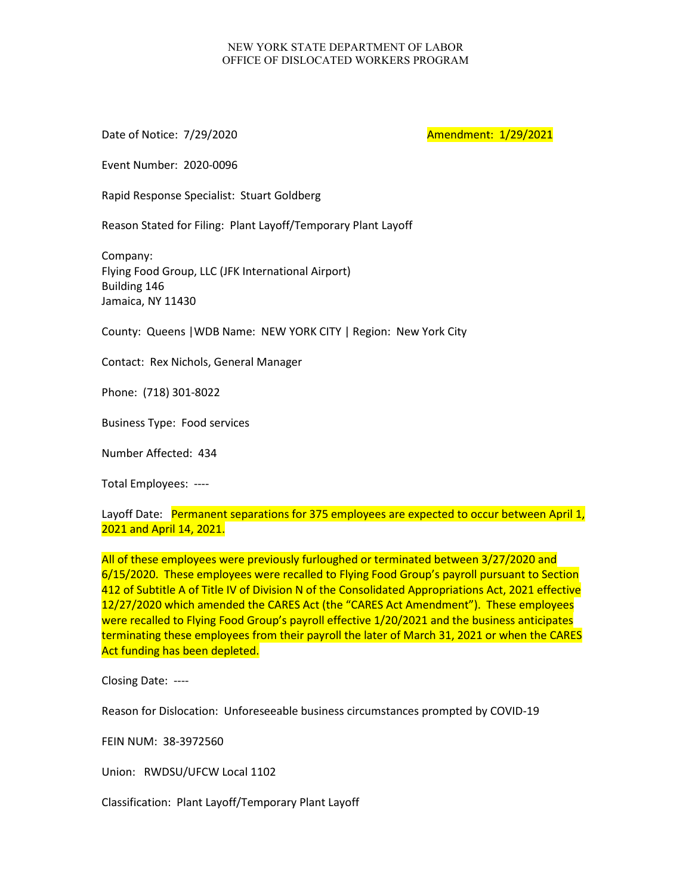NEW YORK STATE DEPARTMENT OF LABOR
OFFICE OF DISLOCATED WORKERS PROGRAM

Date of Notice: 7/29/2020 Amendment: 1/29/2021

Event Number: 2020-0096

Rapid Response Specialist: Stuart Goldberg

Reason Stated for Filing: Plant Layoff/Temporary Plant Layoff

Company:
Flying Food Group, LLC (JFK International Airport)
Building 146
Jamaica, NY 11430

County: Queens |WDB Name: NEW YORK CITY | Region: New York City

Contact: Rex Nichols, General Manager

Phone: (718) 301-8022

Business Type: Food services

Number Affected: 434

Total Employees: ----

Layoff Date: Permanent separations for 375 employees are expected to occur between April 1, 2021 and April 14, 2021.

All of these employees were previously furloughed or terminated between 3/27/2020 and 6/15/2020. These employees were recalled to Flying Food Group's payroll pursuant to Section 412 of Subtitle A of Title IV of Division N of the Consolidated Appropriations Act, 2021 effective 12/27/2020 which amended the CARES Act (the "CARES Act Amendment"). These employees were recalled to Flying Food Group's payroll effective 1/20/2021 and the business anticipates terminating these employees from their payroll the later of March 31, 2021 or when the CARES Act funding has been depleted.

Closing Date: ----

Reason for Dislocation: Unforeseeable business circumstances prompted by COVID-19

FEIN NUM: 38-3972560

Union: RWDSU/UFCW Local 1102

Classification: Plant Layoff/Temporary Plant Layoff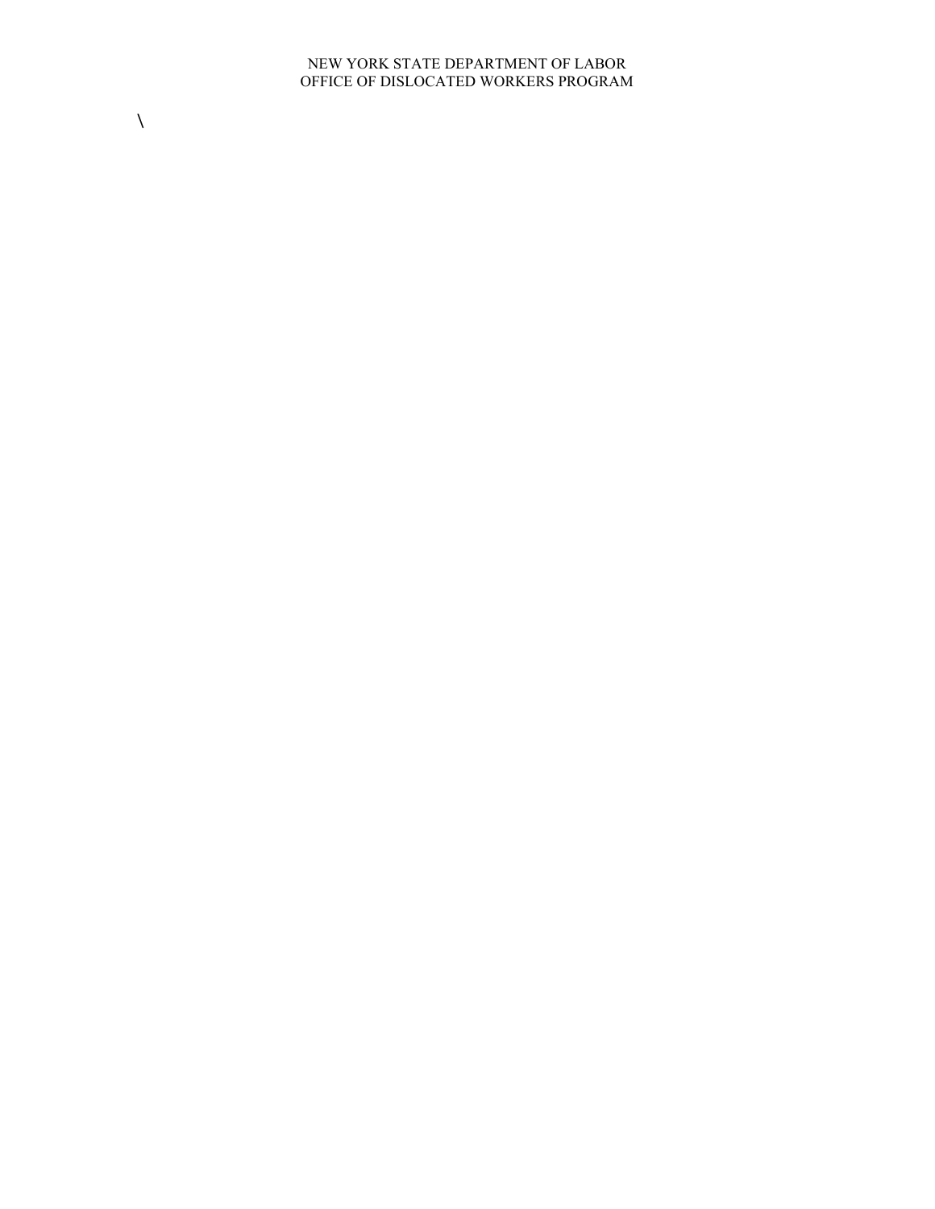NEW YORK STATE DEPARTMENT OF LABOR
OFFICE OF DISLOCATED WORKERS PROGRAM

\